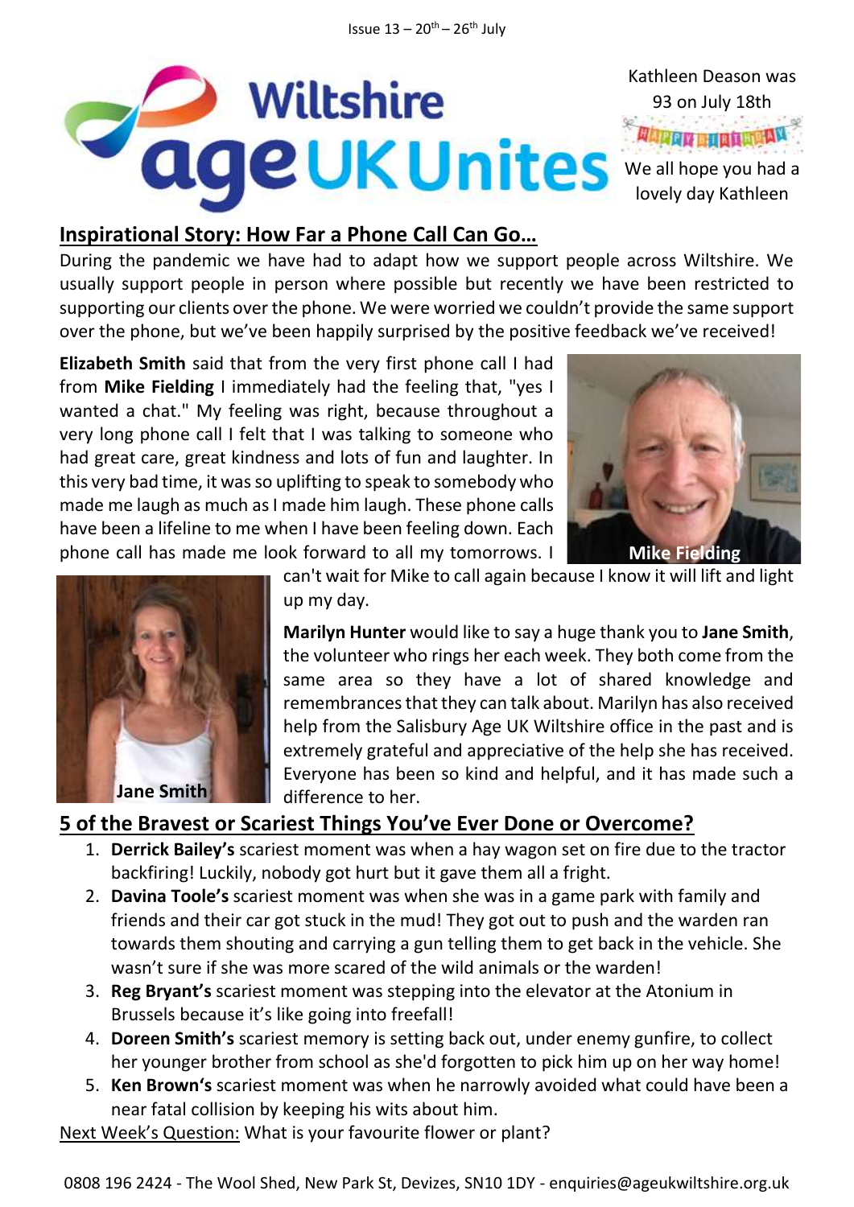Issue 13 – 20th – 26th July

# Wiltshire age UK Unites

Kathleen Deason was 93 on July 18th

HAPPY BIRTHDAY

We all hope you had a lovely day Kathleen

## Inspirational Story: How Far a Phone Call Can Go…

During the pandemic we have had to adapt how we support people across Wiltshire. We usually support people in person where possible but recently we have been restricted to supporting our clients over the phone. We were worried we couldn't provide the same support over the phone, but we've been happily surprised by the positive feedback we've received!

**Elizabeth Smith** said that from the very first phone call I had from **Mike Fielding** I immediately had the feeling that, "yes I wanted a chat." My feeling was right, because throughout a very long phone call I felt that I was talking to someone who had great care, great kindness and lots of fun and laughter. In this very bad time, it was so uplifting to speak to somebody who made me laugh as much as I made him laugh. These phone calls have been a lifeline to me when I have been feeling down. Each phone call has made me look forward to all my tomorrows. I can't wait for Mike to call again because I know it will lift and light up my day.

Mike Fielding

**Marilyn Hunter** would like to say a huge thank you to **Jane Smith**, the volunteer who rings her each week. They both come from the same area so they have a lot of shared knowledge and remembrances that they can talk about. Marilyn has also received help from the Salisbury Age UK Wiltshire office in the past and is extremely grateful and appreciative of the help she has received. Everyone has been so kind and helpful, and it has made such a difference to her.

Jane Smith

## 5 of the Bravest or Scariest Things You've Ever Done or Overcome?

1. **Derrick Bailey's** scariest moment was when a hay wagon set on fire due to the tractor backfiring! Luckily, nobody got hurt but it gave them all a fright.
2. **Davina Toole's** scariest moment was when she was in a game park with family and friends and their car got stuck in the mud! They got out to push and the warden ran towards them shouting and carrying a gun telling them to get back in the vehicle. She wasn't sure if she was more scared of the wild animals or the warden!
3. **Reg Bryant's** scariest moment was stepping into the elevator at the Atonium in Brussels because it's like going into freefall!
4. **Doreen Smith's** scariest memory is setting back out, under enemy gunfire, to collect her younger brother from school as she'd forgotten to pick him up on her way home!
5. **Ken Brown's** scariest moment was when he narrowly avoided what could have been a near fatal collision by keeping his wits about him.

Next Week's Question: What is your favourite flower or plant?

0808 196 2424 - The Wool Shed, New Park St, Devizes, SN10 1DY - enquiries@ageukwiltshire.org.uk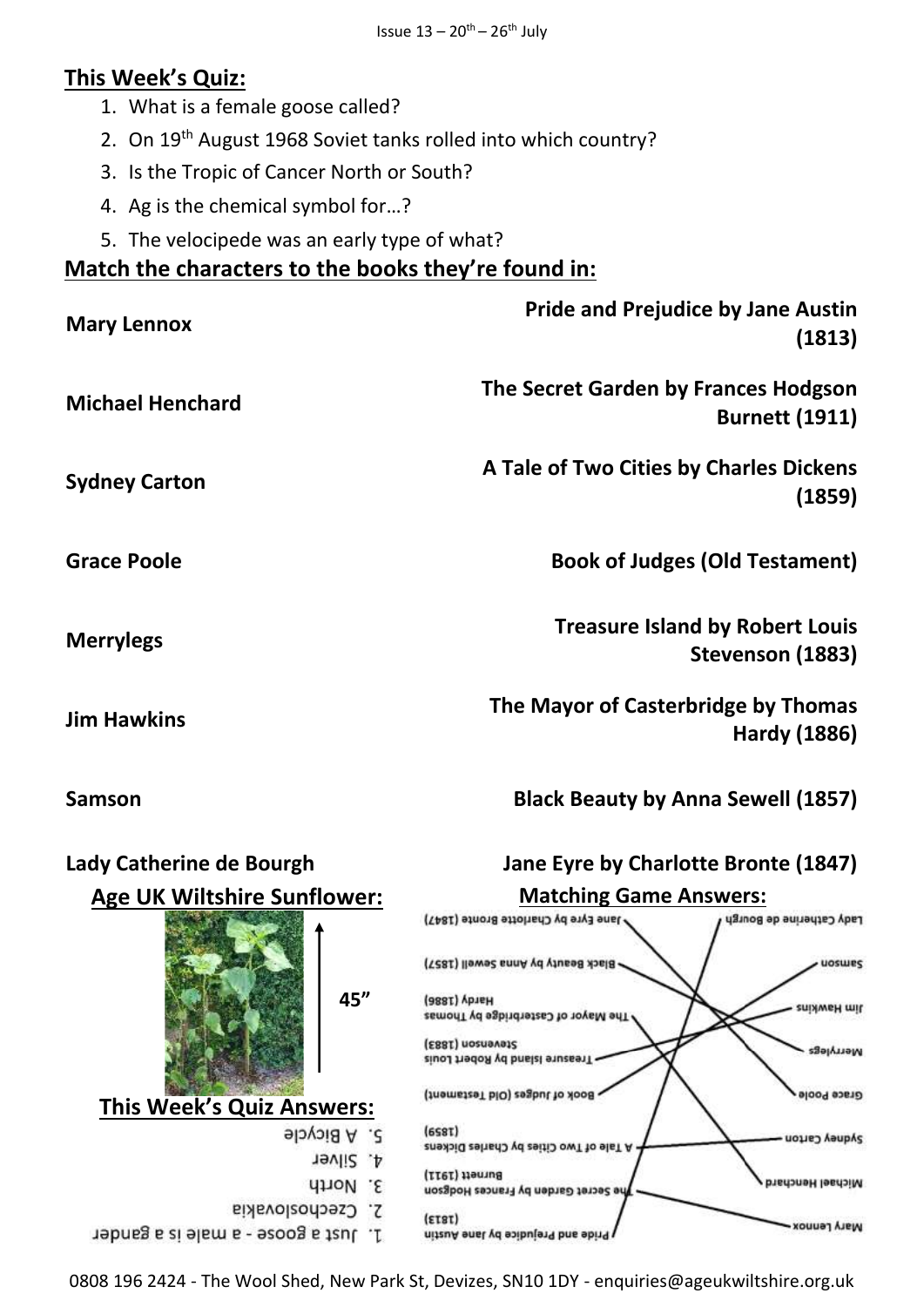## This Week's Quiz:

1. What is a female goose called?
2. On 19th August 1968 Soviet tanks rolled into which country?
3. Is the Tropic of Cancer North or South?
4. Ag is the chemical symbol for…?
5. The velocipede was an early type of what?

## Match the characters to the books they're found in:

| | |
|---|---|
| **Mary Lennox** | **Pride and Prejudice by Jane Austin (1813)** |
| **Michael Henchard** | **The Secret Garden by Frances Hodgson Burnett (1911)** |
| **Sydney Carton** | **A Tale of Two Cities by Charles Dickens (1859)** |
| **Grace Poole** | **Book of Judges (Old Testament)** |
| **Merrylegs** | **Treasure Island by Robert Louis Stevenson (1883)** |
| **Jim Hawkins** | **The Mayor of Casterbridge by Thomas Hardy (1886)** |
| **Samson** | **Black Beauty by Anna Sewell (1857)** |
| **Lady Catherine de Bourgh** | **Jane Eyre by Charlotte Bronte (1847)** |

## Age UK Wiltshire Sunflower:

45"

## This Week's Quiz Answers:

1. Just a goose - a male is a gander
2. Czechoslovakia
3. North
4. Silver
5. A Bicycle

## Matching Game Answers:

- Mary Lennox – The Secret Garden by Frances Hodgson Burnett (1911)
- Michael Henchard – The Mayor of Casterbridge by Thomas Hardy (1886)
- Sydney Carton – A Tale of Two Cities by Charles Dickens (1859)
- Grace Poole – Jane Eyre by Charlotte Bronte (1847)
- Merrylegs – Black Beauty by Anna Sewell (1857)
- Jim Hawkins – Treasure Island by Robert Louis Stevenson (1883)
- Samson – Book of Judges (Old Testament)
- Lady Catherine de Bourgh – Pride and Prejudice by Jane Austin (1813)

0808 196 2424 - The Wool Shed, New Park St, Devizes, SN10 1DY - enquiries@ageukwiltshire.org.uk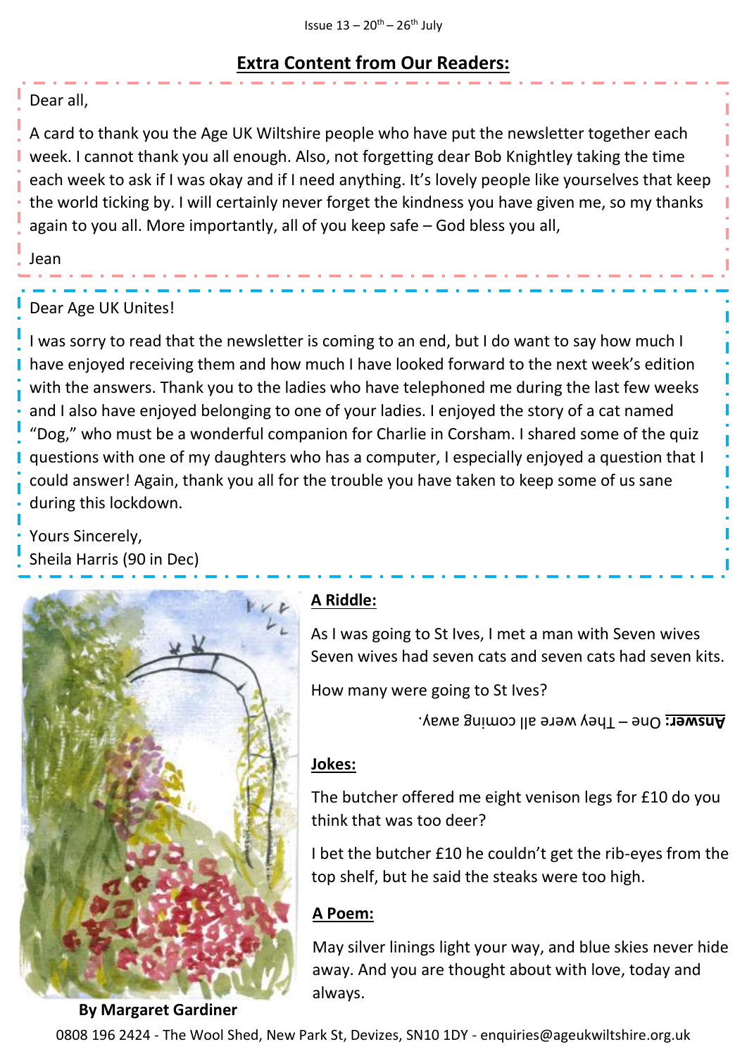## Extra Content from Our Readers:

Dear all,

A card to thank you the Age UK Wiltshire people who have put the newsletter together each week. I cannot thank you all enough. Also, not forgetting dear Bob Knightley taking the time each week to ask if I was okay and if I need anything. It's lovely people like yourselves that keep the world ticking by. I will certainly never forget the kindness you have given me, so my thanks again to you all. More importantly, all of you keep safe – God bless you all,

Jean

Dear Age UK Unites!

I was sorry to read that the newsletter is coming to an end, but I do want to say how much I have enjoyed receiving them and how much I have looked forward to the next week's edition with the answers. Thank you to the ladies who have telephoned me during the last few weeks and I also have enjoyed belonging to one of your ladies. I enjoyed the story of a cat named "Dog," who must be a wonderful companion for Charlie in Corsham. I shared some of the quiz questions with one of my daughters who has a computer, I especially enjoyed a question that I could answer! Again, thank you all for the trouble you have taken to keep some of us sane during this lockdown.

Yours Sincerely,
Sheila Harris (90 in Dec)

By Margaret Gardiner

### A Riddle:

As I was going to St Ives, I met a man with Seven wives
Seven wives had seven cats and seven cats had seven kits.

How many were going to St Ives?

**Answer:** One – They were all coming away.

### Jokes:

The butcher offered me eight venison legs for £10 do you think that was too deer?

I bet the butcher £10 he couldn't get the rib-eyes from the top shelf, but he said the steaks were too high.

### A Poem:

May silver linings light your way, and blue skies never hide away. And you are thought about with love, today and always.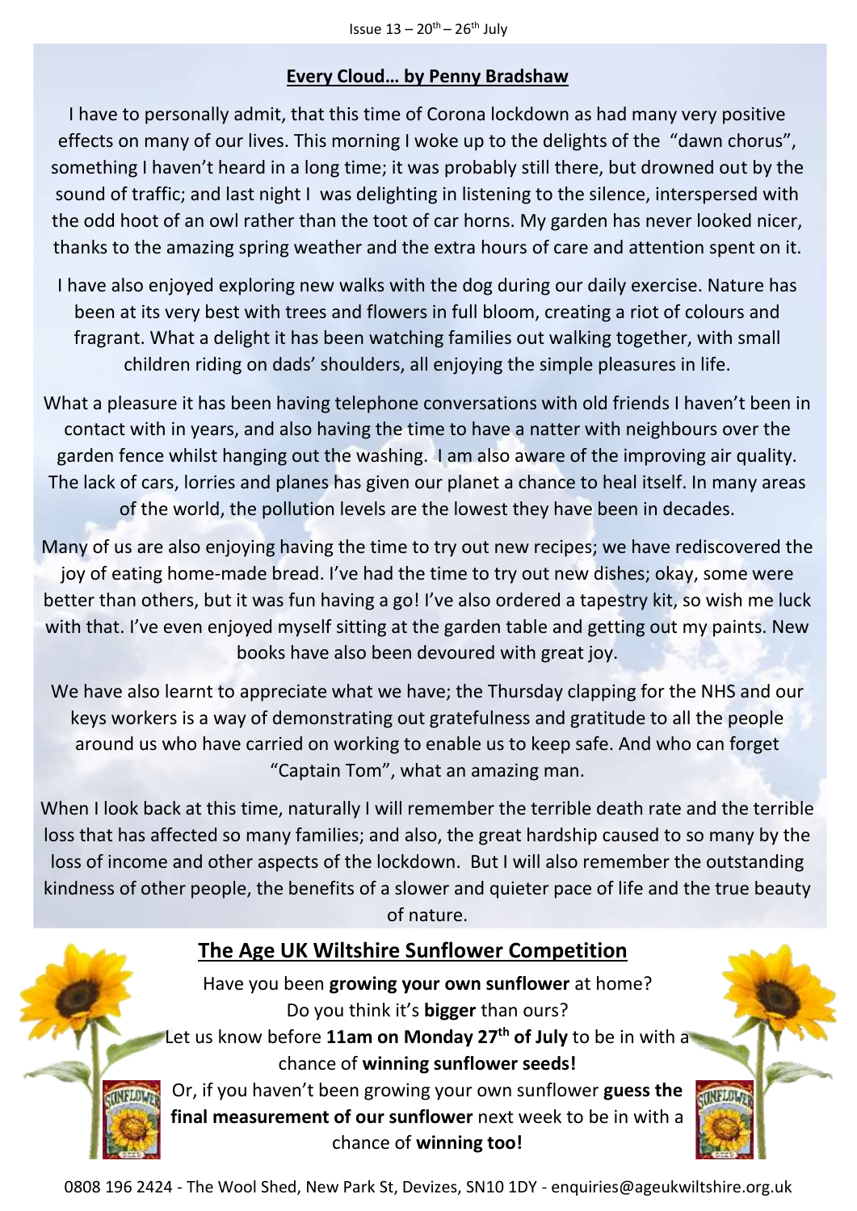## Every Cloud… by Penny Bradshaw

I have to personally admit, that this time of Corona lockdown as had many very positive effects on many of our lives. This morning I woke up to the delights of the "dawn chorus", something I haven't heard in a long time; it was probably still there, but drowned out by the sound of traffic; and last night I was delighting in listening to the silence, interspersed with the odd hoot of an owl rather than the toot of car horns. My garden has never looked nicer, thanks to the amazing spring weather and the extra hours of care and attention spent on it.

I have also enjoyed exploring new walks with the dog during our daily exercise. Nature has been at its very best with trees and flowers in full bloom, creating a riot of colours and fragrant. What a delight it has been watching families out walking together, with small children riding on dads' shoulders, all enjoying the simple pleasures in life.

What a pleasure it has been having telephone conversations with old friends I haven't been in contact with in years, and also having the time to have a natter with neighbours over the garden fence whilst hanging out the washing. I am also aware of the improving air quality. The lack of cars, lorries and planes has given our planet a chance to heal itself. In many areas of the world, the pollution levels are the lowest they have been in decades.

Many of us are also enjoying having the time to try out new recipes; we have rediscovered the joy of eating home-made bread. I've had the time to try out new dishes; okay, some were better than others, but it was fun having a go! I've also ordered a tapestry kit, so wish me luck with that. I've even enjoyed myself sitting at the garden table and getting out my paints. New books have also been devoured with great joy.

We have also learnt to appreciate what we have; the Thursday clapping for the NHS and our keys workers is a way of demonstrating out gratefulness and gratitude to all the people around us who have carried on working to enable us to keep safe. And who can forget "Captain Tom", what an amazing man.

When I look back at this time, naturally I will remember the terrible death rate and the terrible loss that has affected so many families; and also, the great hardship caused to so many by the loss of income and other aspects of the lockdown. But I will also remember the outstanding kindness of other people, the benefits of a slower and quieter pace of life and the true beauty of nature.

## The Age UK Wiltshire Sunflower Competition

Have you been **growing your own sunflower** at home?
Do you think it's **bigger** than ours?
Let us know before **11am on Monday 27th of July** to be in with a chance of **winning sunflower seeds!**
Or, if you haven't been growing your own sunflower **guess the final measurement of our sunflower** next week to be in with a chance of **winning too!**

0808 196 2424 - The Wool Shed, New Park St, Devizes, SN10 1DY - enquiries@ageukwiltshire.org.uk